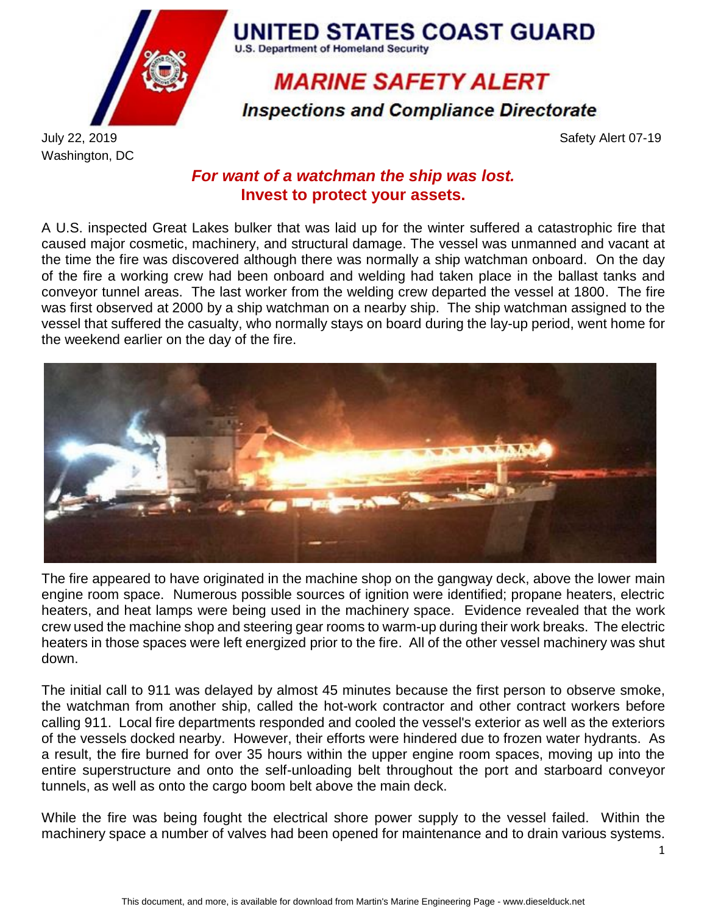# UNITED STATES COAST GUARD

U.S. Department of Homeland Security

## *MARINE SAFETY ALERT*

### *Inspections and Compliance Directorate*

July 22, 2019
Washington, DC

Safety Alert 07-19

## *For want of a watchman the ship was lost.*
## **Invest to protect your assets.**

A U.S. inspected Great Lakes bulker that was laid up for the winter suffered a catastrophic fire that caused major cosmetic, machinery, and structural damage. The vessel was unmanned and vacant at the time the fire was discovered although there was normally a ship watchman onboard. On the day of the fire a working crew had been onboard and welding had taken place in the ballast tanks and conveyor tunnel areas. The last worker from the welding crew departed the vessel at 1800. The fire was first observed at 2000 by a ship watchman on a nearby ship. The ship watchman assigned to the vessel that suffered the casualty, who normally stays on board during the lay-up period, went home for the weekend earlier on the day of the fire.

The fire appeared to have originated in the machine shop on the gangway deck, above the lower main engine room space. Numerous possible sources of ignition were identified; propane heaters, electric heaters, and heat lamps were being used in the machinery space. Evidence revealed that the work crew used the machine shop and steering gear rooms to warm-up during their work breaks. The electric heaters in those spaces were left energized prior to the fire. All of the other vessel machinery was shut down.

The initial call to 911 was delayed by almost 45 minutes because the first person to observe smoke, the watchman from another ship, called the hot-work contractor and other contract workers before calling 911. Local fire departments responded and cooled the vessel's exterior as well as the exteriors of the vessels docked nearby. However, their efforts were hindered due to frozen water hydrants. As a result, the fire burned for over 35 hours within the upper engine room spaces, moving up into the entire superstructure and onto the self-unloading belt throughout the port and starboard conveyor tunnels, as well as onto the cargo boom belt above the main deck.

While the fire was being fought the electrical shore power supply to the vessel failed. Within the machinery space a number of valves had been opened for maintenance and to drain various systems.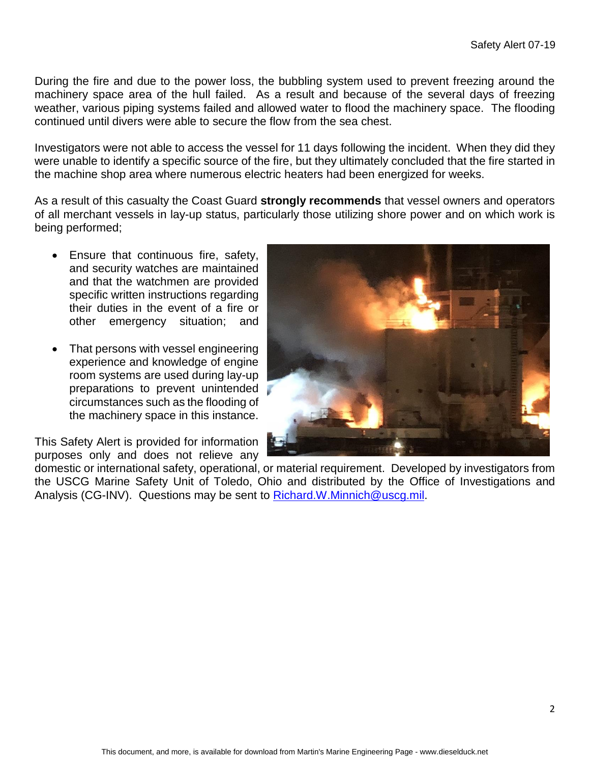During the fire and due to the power loss, the bubbling system used to prevent freezing around the machinery space area of the hull failed. As a result and because of the several days of freezing weather, various piping systems failed and allowed water to flood the machinery space. The flooding continued until divers were able to secure the flow from the sea chest.

Investigators were not able to access the vessel for 11 days following the incident. When they did they were unable to identify a specific source of the fire, but they ultimately concluded that the fire started in the machine shop area where numerous electric heaters had been energized for weeks.

As a result of this casualty the Coast Guard **strongly recommends** that vessel owners and operators of all merchant vessels in lay-up status, particularly those utilizing shore power and on which work is being performed;

- Ensure that continuous fire, safety, and security watches are maintained and that the watchmen are provided specific written instructions regarding their duties in the event of a fire or other emergency situation; and
- That persons with vessel engineering experience and knowledge of engine room systems are used during lay-up preparations to prevent unintended circumstances such as the flooding of the machinery space in this instance.

This Safety Alert is provided for information purposes only and does not relieve any domestic or international safety, operational, or material requirement. Developed by investigators from the USCG Marine Safety Unit of Toledo, Ohio and distributed by the Office of Investigations and Analysis (CG-INV). Questions may be sent to Richard.W.Minnich@uscg.mil.